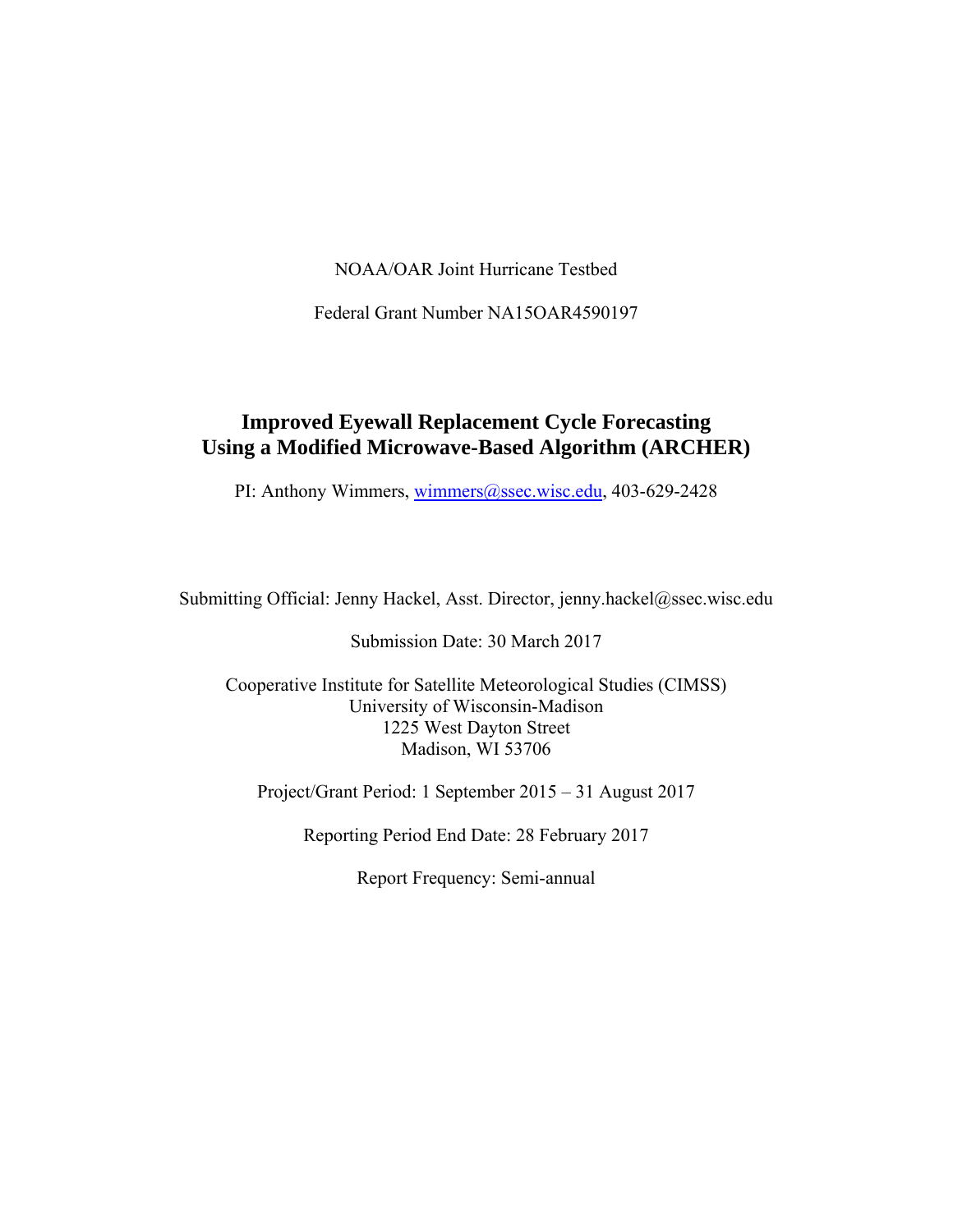NOAA/OAR Joint Hurricane Testbed

Federal Grant Number NA15OAR4590197

# Improved Eyewall Replacement Cycle Forecasting Using a Modified Microwave-Based Algorithm (ARCHER)

PI: Anthony Wimmers, wimmers@ssec.wisc.edu, 403-629-2428

Submitting Official: Jenny Hackel, Asst. Director, jenny.hackel@ssec.wisc.edu

Submission Date: 30 March 2017

Cooperative Institute for Satellite Meteorological Studies (CIMSS)
University of Wisconsin-Madison
1225 West Dayton Street
Madison, WI 53706

Project/Grant Period: 1 September 2015 – 31 August 2017

Reporting Period End Date: 28 February 2017

Report Frequency: Semi-annual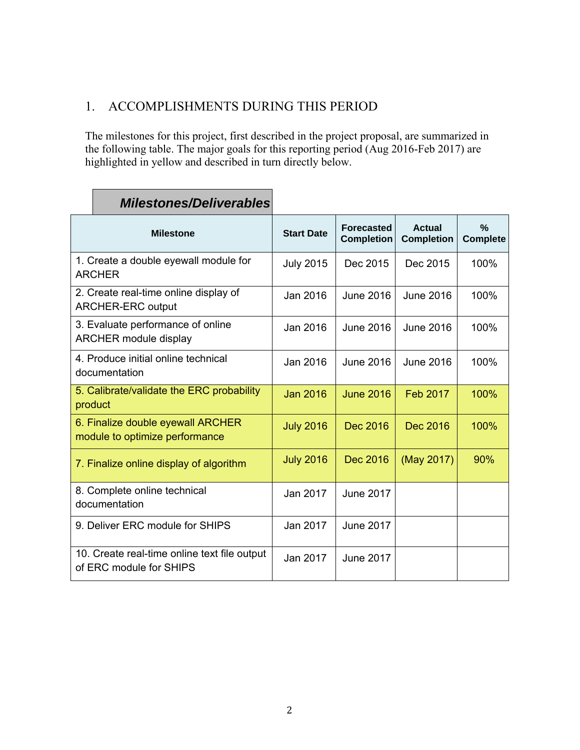# 1. ACCOMPLISHMENTS DURING THIS PERIOD

The milestones for this project, first described in the project proposal, are summarized in the following table. The major goals for this reporting period (Aug 2016-Feb 2017) are highlighted in yellow and described in turn directly below.

***Milestones/Deliverables***

| Milestone | Start Date | Forecasted Completion | Actual Completion | % Complete |
|---|---|---|---|---|
| 1. Create a double eyewall module for ARCHER | July 2015 | Dec 2015 | Dec 2015 | 100% |
| 2. Create real-time online display of ARCHER-ERC output | Jan 2016 | June 2016 | June 2016 | 100% |
| 3. Evaluate performance of online ARCHER module display | Jan 2016 | June 2016 | June 2016 | 100% |
| 4. Produce initial online technical documentation | Jan 2016 | June 2016 | June 2016 | 100% |
| 5. Calibrate/validate the ERC probability product | Jan 2016 | June 2016 | Feb 2017 | 100% |
| 6. Finalize double eyewall ARCHER module to optimize performance | July 2016 | Dec 2016 | Dec 2016 | 100% |
| 7. Finalize online display of algorithm | July 2016 | Dec 2016 | (May 2017) | 90% |
| 8. Complete online technical documentation | Jan 2017 | June 2017 | | |
| 9. Deliver ERC module for SHIPS | Jan 2017 | June 2017 | | |
| 10. Create real-time online text file output of ERC module for SHIPS | Jan 2017 | June 2017 | | |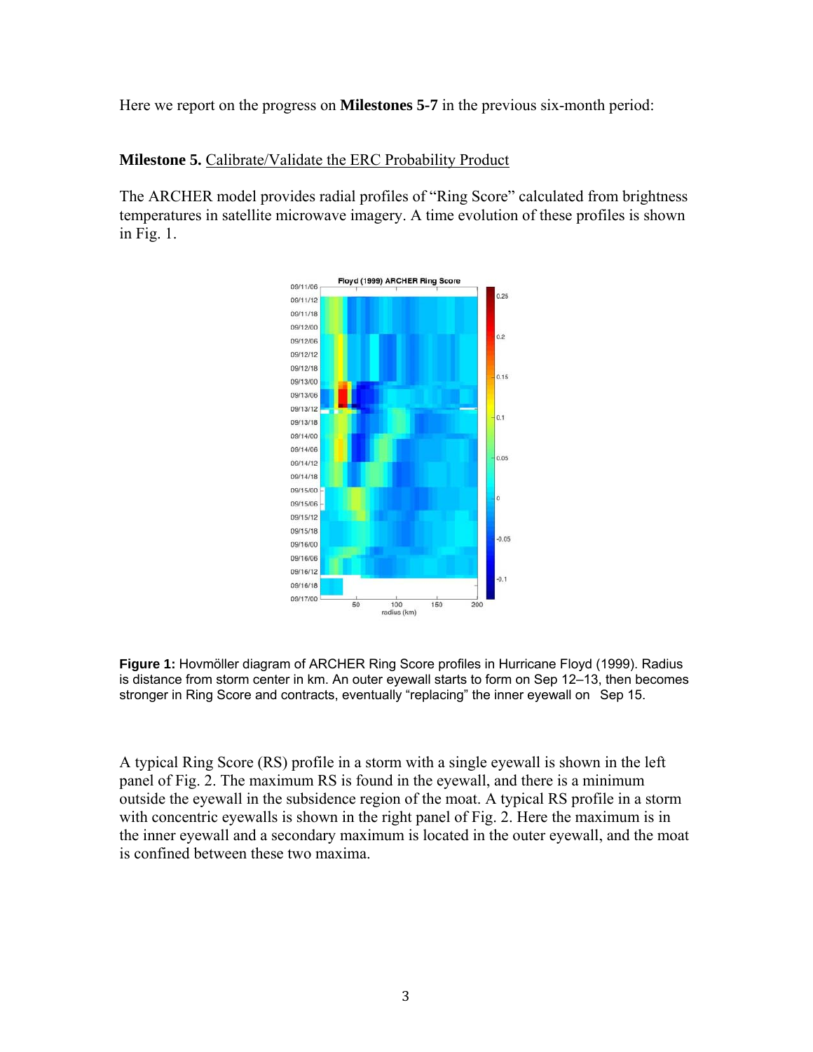Here we report on the progress on **Milestones 5-7** in the previous six-month period:

**Milestone 5.** Calibrate/Validate the ERC Probability Product

The ARCHER model provides radial profiles of "Ring Score" calculated from brightness temperatures in satellite microwave imagery. A time evolution of these profiles is shown in Fig. 1.

**Figure 1:** Hovmöller diagram of ARCHER Ring Score profiles in Hurricane Floyd (1999). Radius is distance from storm center in km. An outer eyewall starts to form on Sep 12–13, then becomes stronger in Ring Score and contracts, eventually "replacing" the inner eyewall on Sep 15.

A typical Ring Score (RS) profile in a storm with a single eyewall is shown in the left panel of Fig. 2. The maximum RS is found in the eyewall, and there is a minimum outside the eyewall in the subsidence region of the moat. A typical RS profile in a storm with concentric eyewalls is shown in the right panel of Fig. 2. Here the maximum is in the inner eyewall and a secondary maximum is located in the outer eyewall, and the moat is confined between these two maxima.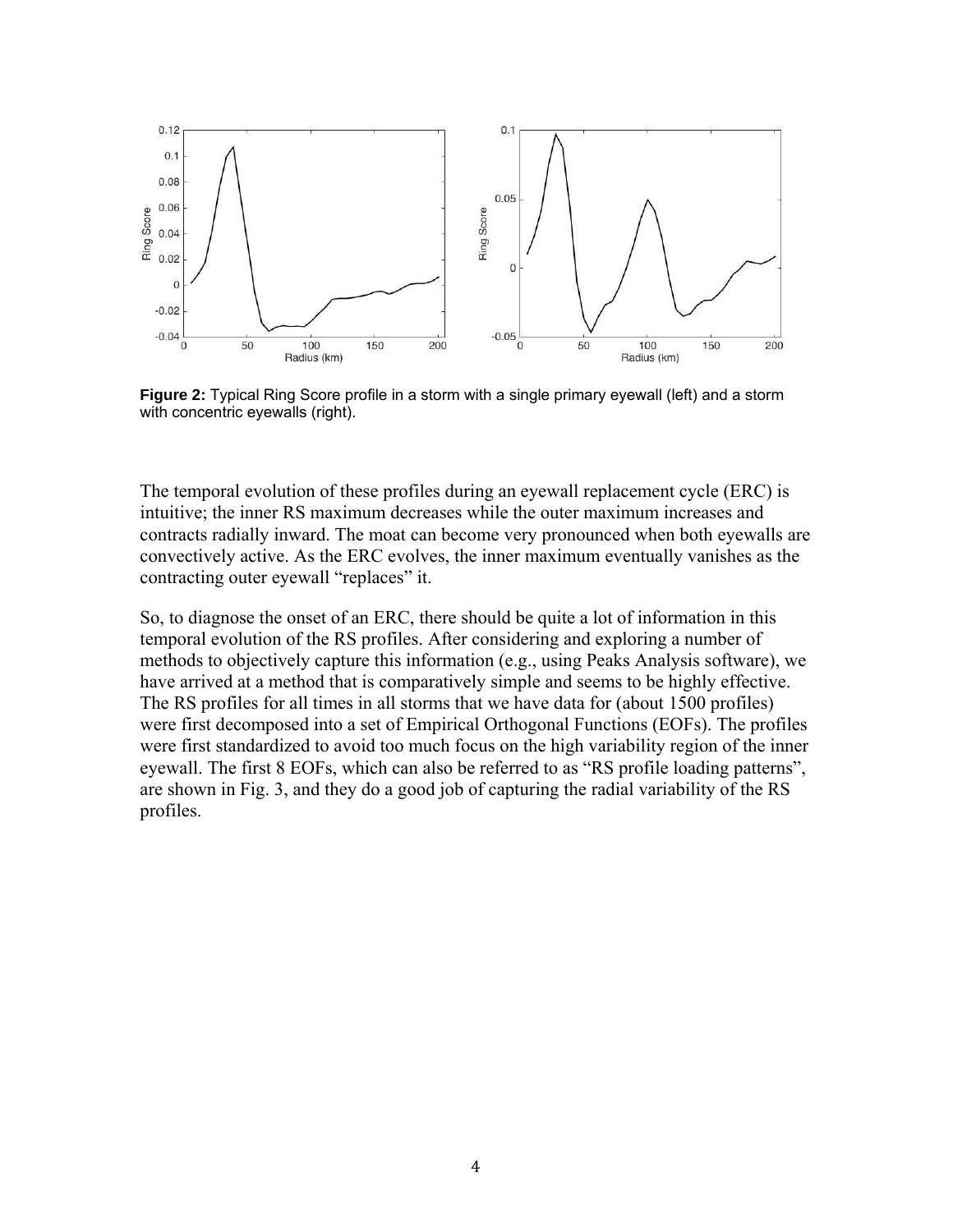**Figure 2:** Typical Ring Score profile in a storm with a single primary eyewall (left) and a storm with concentric eyewalls (right).

The temporal evolution of these profiles during an eyewall replacement cycle (ERC) is intuitive; the inner RS maximum decreases while the outer maximum increases and contracts radially inward. The moat can become very pronounced when both eyewalls are convectively active. As the ERC evolves, the inner maximum eventually vanishes as the contracting outer eyewall "replaces" it.

So, to diagnose the onset of an ERC, there should be quite a lot of information in this temporal evolution of the RS profiles. After considering and exploring a number of methods to objectively capture this information (e.g., using Peaks Analysis software), we have arrived at a method that is comparatively simple and seems to be highly effective. The RS profiles for all times in all storms that we have data for (about 1500 profiles) were first decomposed into a set of Empirical Orthogonal Functions (EOFs). The profiles were first standardized to avoid too much focus on the high variability region of the inner eyewall. The first 8 EOFs, which can also be referred to as "RS profile loading patterns", are shown in Fig. 3, and they do a good job of capturing the radial variability of the RS profiles.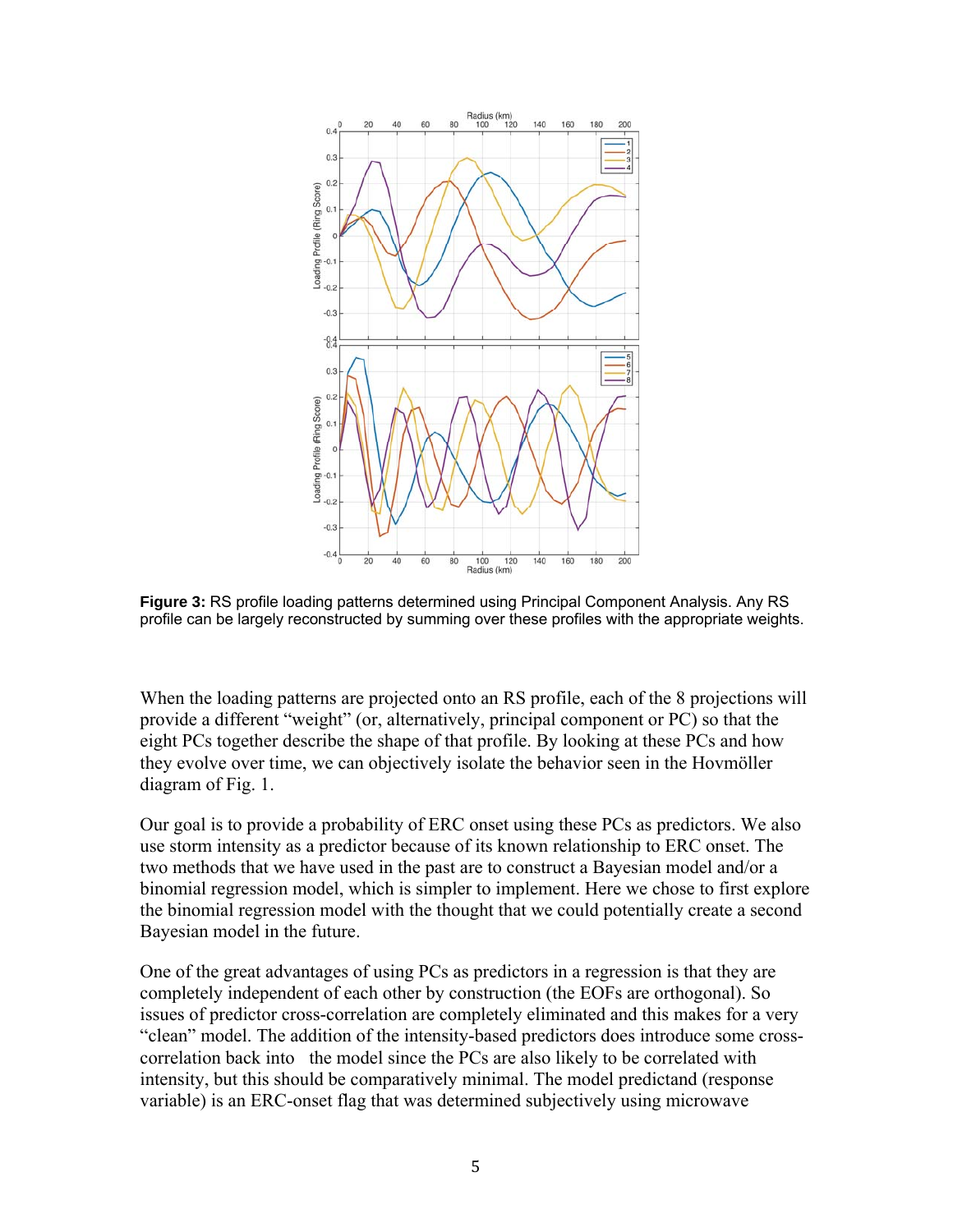**Figure 3:** RS profile loading patterns determined using Principal Component Analysis. Any RS profile can be largely reconstructed by summing over these profiles with the appropriate weights.

When the loading patterns are projected onto an RS profile, each of the 8 projections will provide a different "weight" (or, alternatively, principal component or PC) so that the eight PCs together describe the shape of that profile. By looking at these PCs and how they evolve over time, we can objectively isolate the behavior seen in the Hovmöller diagram of Fig. 1.

Our goal is to provide a probability of ERC onset using these PCs as predictors. We also use storm intensity as a predictor because of its known relationship to ERC onset. The two methods that we have used in the past are to construct a Bayesian model and/or a binomial regression model, which is simpler to implement. Here we chose to first explore the binomial regression model with the thought that we could potentially create a second Bayesian model in the future.

One of the great advantages of using PCs as predictors in a regression is that they are completely independent of each other by construction (the EOFs are orthogonal). So issues of predictor cross-correlation are completely eliminated and this makes for a very "clean" model. The addition of the intensity-based predictors does introduce some cross-correlation back into the model since the PCs are also likely to be correlated with intensity, but this should be comparatively minimal. The model predictand (response variable) is an ERC-onset flag that was determined subjectively using microwave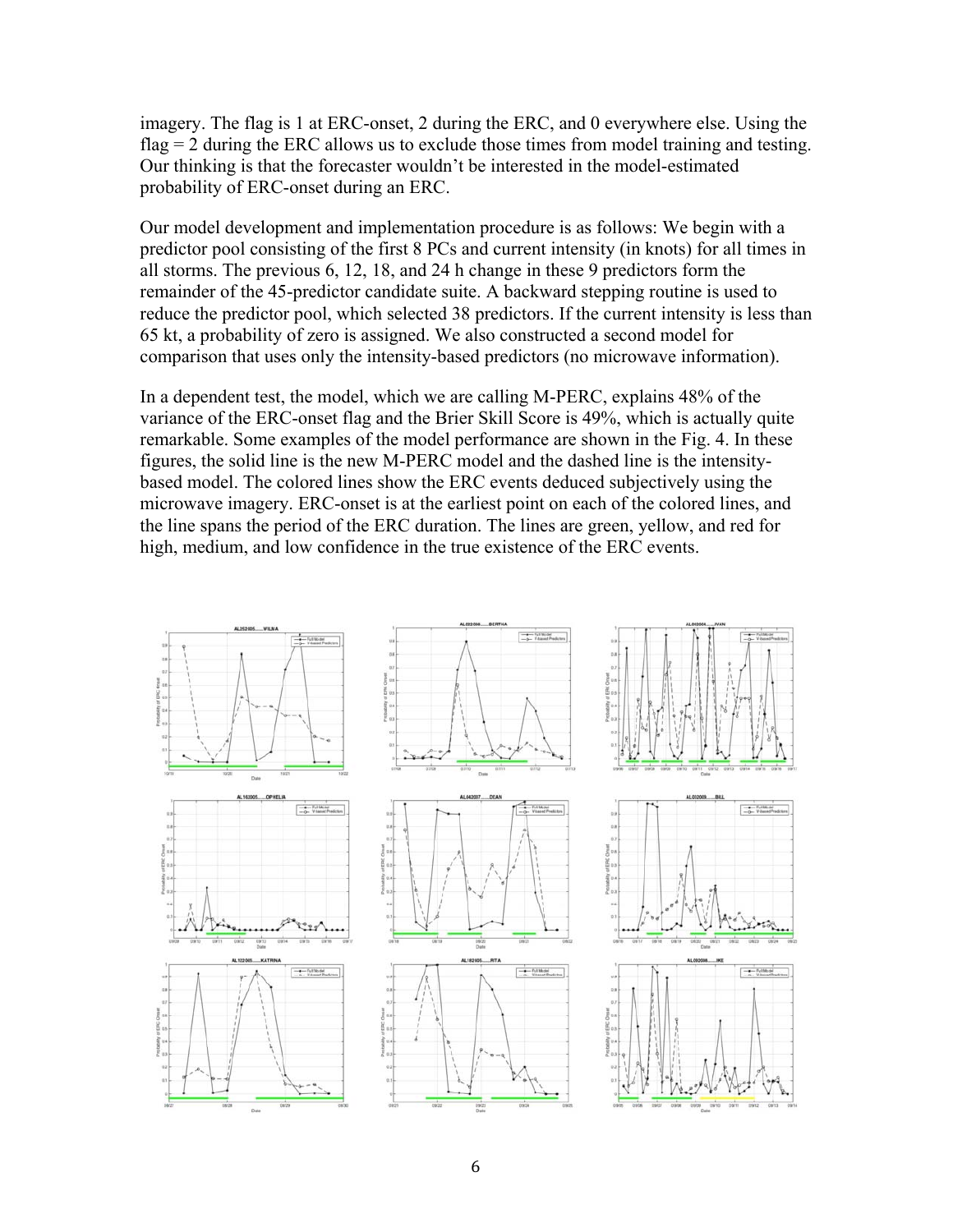imagery. The flag is 1 at ERC-onset, 2 during the ERC, and 0 everywhere else. Using the flag = 2 during the ERC allows us to exclude those times from model training and testing. Our thinking is that the forecaster wouldn't be interested in the model-estimated probability of ERC-onset during an ERC.

Our model development and implementation procedure is as follows: We begin with a predictor pool consisting of the first 8 PCs and current intensity (in knots) for all times in all storms. The previous 6, 12, 18, and 24 h change in these 9 predictors form the remainder of the 45-predictor candidate suite. A backward stepping routine is used to reduce the predictor pool, which selected 38 predictors. If the current intensity is less than 65 kt, a probability of zero is assigned. We also constructed a second model for comparison that uses only the intensity-based predictors (no microwave information).

In a dependent test, the model, which we are calling M-PERC, explains 48% of the variance of the ERC-onset flag and the Brier Skill Score is 49%, which is actually quite remarkable. Some examples of the model performance are shown in the Fig. 4. In these figures, the solid line is the new M-PERC model and the dashed line is the intensity-based model. The colored lines show the ERC events deduced subjectively using the microwave imagery. ERC-onset is at the earliest point on each of the colored lines, and the line spans the period of the ERC duration. The lines are green, yellow, and red for high, medium, and low confidence in the true existence of the ERC events.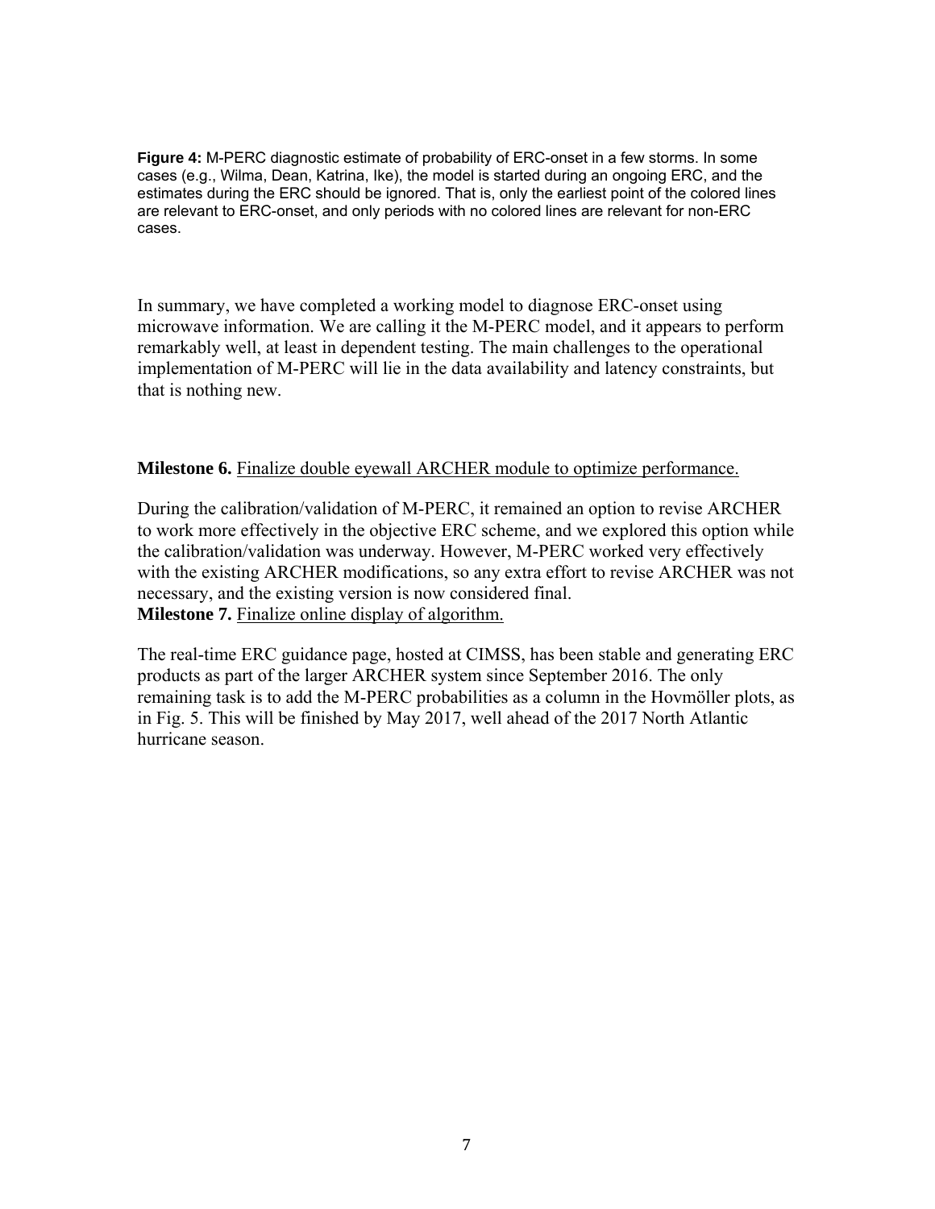**Figure 4:** M-PERC diagnostic estimate of probability of ERC-onset in a few storms. In some cases (e.g., Wilma, Dean, Katrina, Ike), the model is started during an ongoing ERC, and the estimates during the ERC should be ignored. That is, only the earliest point of the colored lines are relevant to ERC-onset, and only periods with no colored lines are relevant for non-ERC cases.

In summary, we have completed a working model to diagnose ERC-onset using microwave information. We are calling it the M-PERC model, and it appears to perform remarkably well, at least in dependent testing. The main challenges to the operational implementation of M-PERC will lie in the data availability and latency constraints, but that is nothing new.

**Milestone 6.** Finalize double eyewall ARCHER module to optimize performance.

During the calibration/validation of M-PERC, it remained an option to revise ARCHER to work more effectively in the objective ERC scheme, and we explored this option while the calibration/validation was underway. However, M-PERC worked very effectively with the existing ARCHER modifications, so any extra effort to revise ARCHER was not necessary, and the existing version is now considered final.

**Milestone 7.** Finalize online display of algorithm.

The real-time ERC guidance page, hosted at CIMSS, has been stable and generating ERC products as part of the larger ARCHER system since September 2016. The only remaining task is to add the M-PERC probabilities as a column in the Hovmöller plots, as in Fig. 5. This will be finished by May 2017, well ahead of the 2017 North Atlantic hurricane season.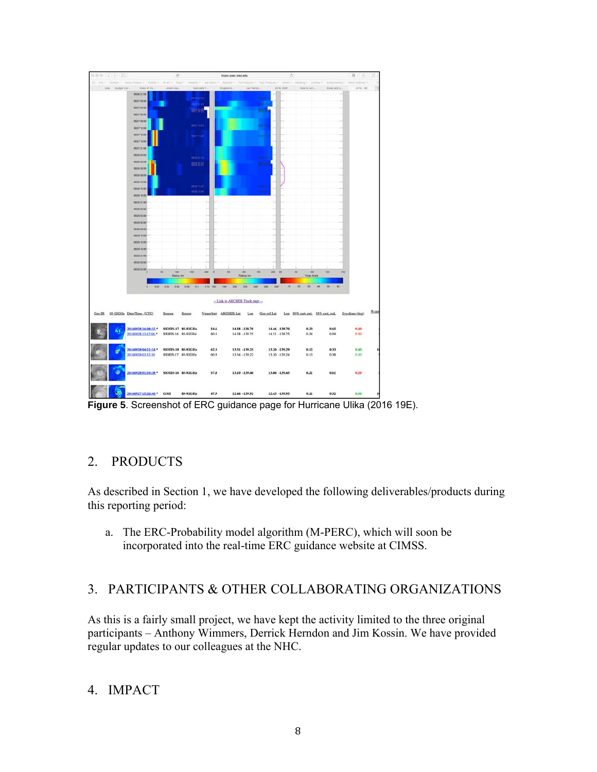**Figure 5**. Screenshot of ERC guidance page for Hurricane Ulika (2016 19E).

## 2. PRODUCTS

As described in Section 1, we have developed the following deliverables/products during this reporting period:

a. The ERC-Probability model algorithm (M-PERC), which will soon be incorporated into the real-time ERC guidance website at CIMSS.

## 3. PARTICIPANTS & OTHER COLLABORATING ORGANIZATIONS

As this is a fairly small project, we have kept the activity limited to the three original participants – Anthony Wimmers, Derrick Herndon and Jim Kossin. We have provided regular updates to our colleagues at the NHC.

## 4. IMPACT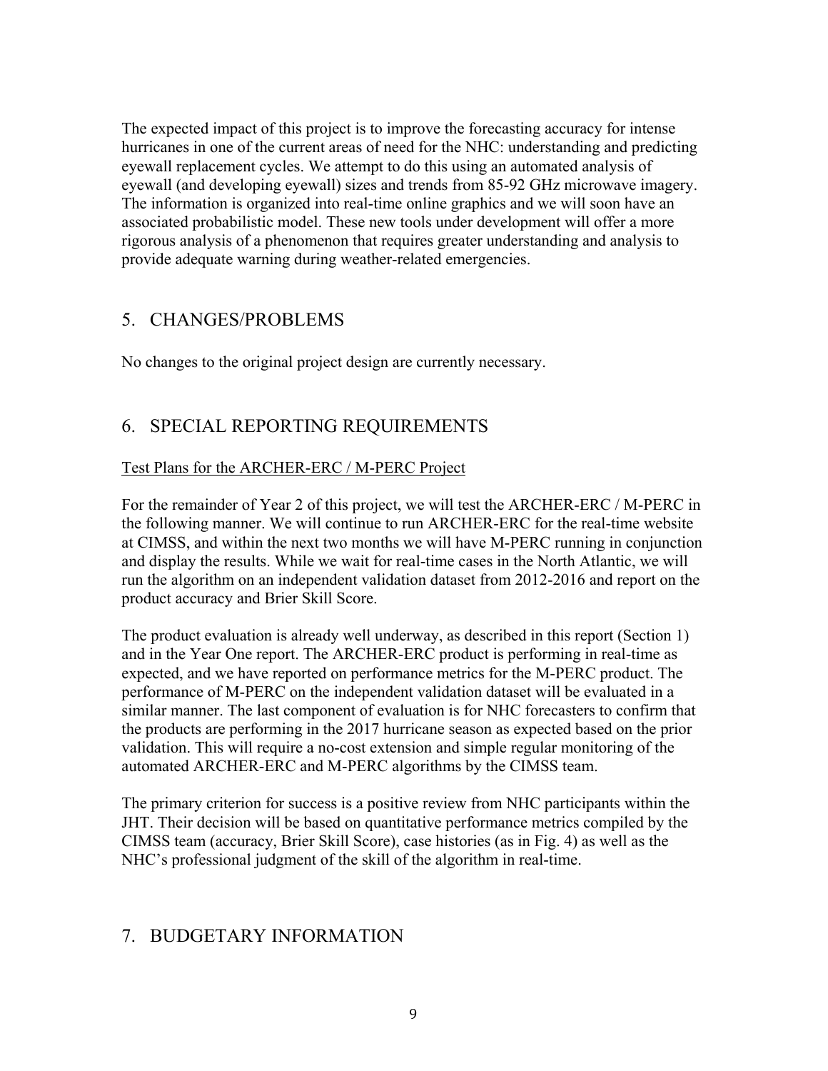The expected impact of this project is to improve the forecasting accuracy for intense hurricanes in one of the current areas of need for the NHC: understanding and predicting eyewall replacement cycles. We attempt to do this using an automated analysis of eyewall (and developing eyewall) sizes and trends from 85-92 GHz microwave imagery. The information is organized into real-time online graphics and we will soon have an associated probabilistic model. These new tools under development will offer a more rigorous analysis of a phenomenon that requires greater understanding and analysis to provide adequate warning during weather-related emergencies.

## 5. CHANGES/PROBLEMS

No changes to the original project design are currently necessary.

## 6. SPECIAL REPORTING REQUIREMENTS

Test Plans for the ARCHER-ERC / M-PERC Project

For the remainder of Year 2 of this project, we will test the ARCHER-ERC / M-PERC in the following manner. We will continue to run ARCHER-ERC for the real-time website at CIMSS, and within the next two months we will have M-PERC running in conjunction and display the results. While we wait for real-time cases in the North Atlantic, we will run the algorithm on an independent validation dataset from 2012-2016 and report on the product accuracy and Brier Skill Score.

The product evaluation is already well underway, as described in this report (Section 1) and in the Year One report. The ARCHER-ERC product is performing in real-time as expected, and we have reported on performance metrics for the M-PERC product. The performance of M-PERC on the independent validation dataset will be evaluated in a similar manner. The last component of evaluation is for NHC forecasters to confirm that the products are performing in the 2017 hurricane season as expected based on the prior validation. This will require a no-cost extension and simple regular monitoring of the automated ARCHER-ERC and M-PERC algorithms by the CIMSS team.

The primary criterion for success is a positive review from NHC participants within the JHT. Their decision will be based on quantitative performance metrics compiled by the CIMSS team (accuracy, Brier Skill Score), case histories (as in Fig. 4) as well as the NHC's professional judgment of the skill of the algorithm in real-time.

## 7. BUDGETARY INFORMATION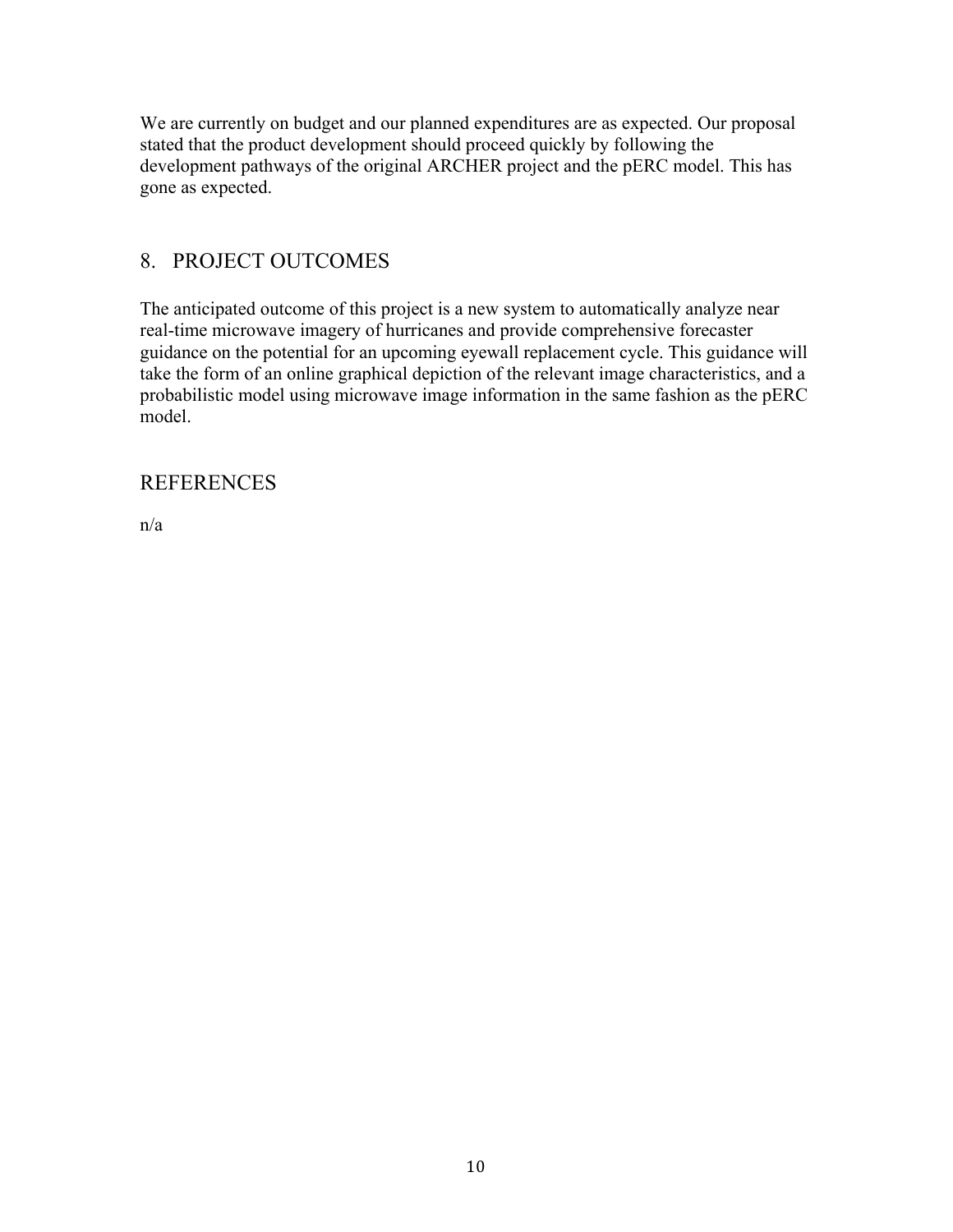We are currently on budget and our planned expenditures are as expected. Our proposal stated that the product development should proceed quickly by following the development pathways of the original ARCHER project and the pERC model. This has gone as expected.

## 8. PROJECT OUTCOMES

The anticipated outcome of this project is a new system to automatically analyze near real-time microwave imagery of hurricanes and provide comprehensive forecaster guidance on the potential for an upcoming eyewall replacement cycle. This guidance will take the form of an online graphical depiction of the relevant image characteristics, and a probabilistic model using microwave image information in the same fashion as the pERC model.

## REFERENCES

n/a